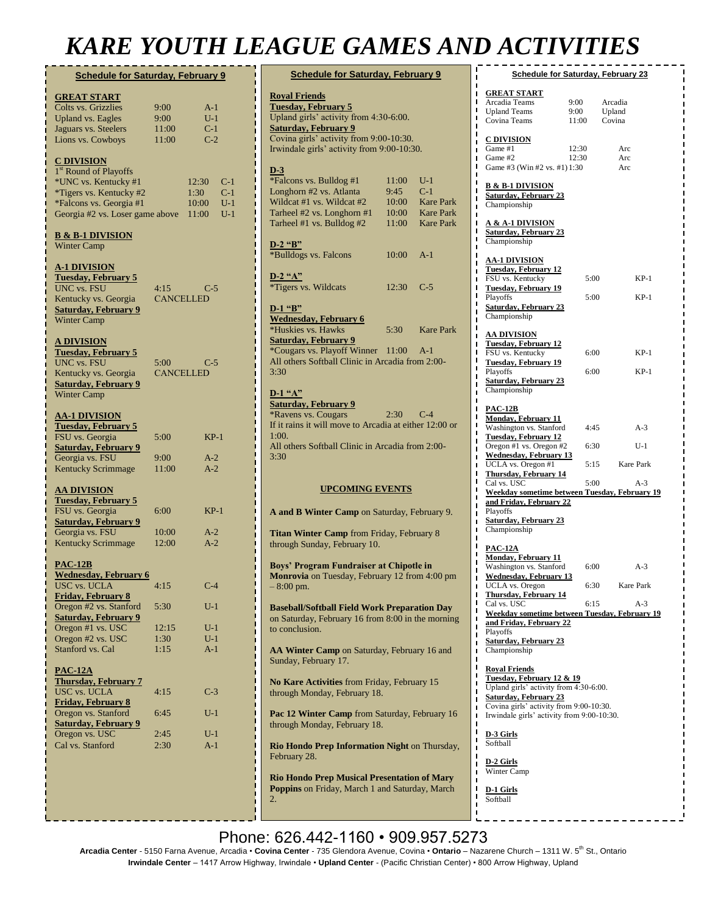# KARE YOUTH LEAGUE GAMES AND ACTIVITIES

## Schedule for Saturday, February 9

**GREAT START**

| | | |
|---|---|---|
| Colts vs. Grizzlies | 9:00 | A-1 |
| Upland vs. Eagles | 9:00 | U-1 |
| Jaguars vs. Steelers | 11:00 | C-1 |
| Lions vs. Cowboys | 11:00 | C-2 |

**C DIVISION**

1st Round of Playoffs

| | | |
|---|---|---|
| *UNC vs. Kentucky #1 | 12:30 | C-1 |
| *Tigers vs. Kentucky #2 | 1:30 | C-1 |
| *Falcons vs. Georgia #1 | 10:00 | U-1 |
| Georgia #2 vs. Loser game above | 11:00 | U-1 |

**B & B-1 DIVISION**

Winter Camp

**A-1 DIVISION**

**Tuesday, February 5**

| | | |
|---|---|---|
| UNC vs. FSU | 4:15 | C-5 |
| Kentucky vs. Georgia | CANCELLED | |

**Saturday, February 9**

Winter Camp

**A DIVISION**

**Tuesday, February 5**

| | | |
|---|---|---|
| UNC vs. FSU | 5:00 | C-5 |
| Kentucky vs. Georgia | CANCELLED | |

**Saturday, February 9**

Winter Camp

**AA-1 DIVISION**

**Tuesday, February 5**

| | | |
|---|---|---|
| FSU vs. Georgia | 5:00 | KP-1 |

**Saturday, February 9**

| | | |
|---|---|---|
| Georgia vs. FSU | 9:00 | A-2 |
| Kentucky Scrimmage | 11:00 | A-2 |

**AA DIVISION**

**Tuesday, February 5**

| | | |
|---|---|---|
| FSU vs. Georgia | 6:00 | KP-1 |

**Saturday, February 9**

| | | |
|---|---|---|
| Georgia vs. FSU | 10:00 | A-2 |
| Kentucky Scrimmage | 12:00 | A-2 |

**PAC-12B**

**Wednesday, February 6**

| | | |
|---|---|---|
| USC vs. UCLA | 4:15 | C-4 |

**Friday, February 8**

| | | |
|---|---|---|
| Oregon #2 vs. Stanford | 5:30 | U-1 |

**Saturday, February 9**

| | | |
|---|---|---|
| Oregon #1 vs. USC | 12:15 | U-1 |
| Oregon #2 vs. USC | 1:30 | U-1 |
| Stanford vs. Cal | 1:15 | A-1 |

**PAC-12A**

**Thursday, February 7**

| | | |
|---|---|---|
| USC vs. UCLA | 4:15 | C-3 |

**Friday, February 8**

| | | |
|---|---|---|
| Oregon vs. Stanford | 6:45 | U-1 |

**Saturday, February 9**

| | | |
|---|---|---|
| Oregon vs. USC | 2:45 | U-1 |
| Cal vs. Stanford | 2:30 | A-1 |

## Schedule for Saturday, February 9

**Royal Friends**

**Tuesday, February 5**

Upland girls' activity from 4:30-6:00.

**Saturday, February 9**

Covina girls' activity from 9:00-10:30.
Irwindale girls' activity from 9:00-10:30.

**D-3**

| | | |
|---|---|---|
| *Falcons vs. Bulldog #1 | 11:00 | U-1 |
| Longhorn #2 vs. Atlanta | 9:45 | C-1 |
| Wildcat #1 vs. Wildcat #2 | 10:00 | Kare Park |
| Tarheel #2 vs. Longhorn #1 | 10:00 | Kare Park |
| Tarheel #1 vs. Bulldog #2 | 11:00 | Kare Park |

**D-2 "B"**

| | | |
|---|---|---|
| *Bulldogs vs. Falcons | 10:00 | A-1 |

**D-2 "A"**

| | | |
|---|---|---|
| *Tigers vs. Wildcats | 12:30 | C-5 |

**D-1 "B"**

**Wednesday, February 6**

| | | |
|---|---|---|
| *Huskies vs. Hawks | 5:30 | Kare Park |

**Saturday, February 9**

| | | |
|---|---|---|
| *Cougars vs. Playoff Winner | 11:00 | A-1 |

All others Softball Clinic in Arcadia from 2:00-3:30

**D-1 "A"**

**Saturday, February 9**

| | | |
|---|---|---|
| *Ravens vs. Cougars | 2:30 | C-4 |

If it rains it will move to Arcadia at either 12:00 or 1:00.

All others Softball Clinic in Arcadia from 2:00-3:30

## UPCOMING EVENTS

**A and B Winter Camp** on Saturday, February 9.

**Titan Winter Camp** from Friday, February 8 through Sunday, February 10.

**Boys' Program Fundraiser at Chipotle in Monrovia** on Tuesday, February 12 from 4:00 pm – 8:00 pm.

**Baseball/Softball Field Work Preparation Day** on Saturday, February 16 from 8:00 in the morning to conclusion.

**AA Winter Camp** on Saturday, February 16 and Sunday, February 17.

**No Kare Activities** from Friday, February 15 through Monday, February 18.

**Pac 12 Winter Camp** from Saturday, February 16 through Monday, February 18.

**Rio Hondo Prep Information Night** on Thursday, February 28.

**Rio Hondo Prep Musical Presentation of Mary Poppins** on Friday, March 1 and Saturday, March 2.

## Schedule for Saturday, February 23

**GREAT START**

| | | |
|---|---|---|
| Arcadia Teams | 9:00 | Arcadia |
| Upland Teams | 9:00 | Upland |
| Covina Teams | 11:00 | Covina |

**C DIVISION**

| | | |
|---|---|---|
| Game #1 | 12:30 | Arc |
| Game #2 | 12:30 | Arc |
| Game #3 (Win #2 vs. #1) | 1:30 | Arc |

**B & B-1 DIVISION**

**Saturday, February 23**

Championship

**A & A-1 DIVISION**

**Saturday, February 23**

Championship

**AA-1 DIVISION**

**Tuesday, February 12**

| | | |
|---|---|---|
| FSU vs. Kentucky | 5:00 | KP-1 |

**Tuesday, February 19**

| | | |
|---|---|---|
| Playoffs | 5:00 | KP-1 |

**Saturday, February 23**

Championship

**AA DIVISION**

**Tuesday, February 12**

| | | |
|---|---|---|
| FSU vs. Kentucky | 6:00 | KP-1 |

**Tuesday, February 19**

| | | |
|---|---|---|
| Playoffs | 6:00 | KP-1 |

**Saturday, February 23**

Championship

**PAC-12B**

**Monday, February 11**

| | | |
|---|---|---|
| Washington vs. Stanford | 4:45 | A-3 |

**Tuesday, February 12**

| | | |
|---|---|---|
| Oregon #1 vs. Oregon #2 | 6:30 | U-1 |

**Wednesday, February 13**

| | | |
|---|---|---|
| UCLA vs. Oregon #1 | 5:15 | Kare Park |

**Thursday, February 14**

| | | |
|---|---|---|
| Cal vs. USC | 5:00 | A-3 |

**Weekday sometime between Tuesday, February 19 and Friday, February 22**

Playoffs

**Saturday, February 23**

Championship

**PAC-12A**

**Monday, February 11**

| | | |
|---|---|---|
| Washington vs. Stanford | 6:00 | A-3 |

**Wednesday, February 13**

| | | |
|---|---|---|
| UCLA vs. Oregon | 6:30 | Kare Park |

**Thursday, February 14**

| | | |
|---|---|---|
| Cal vs. USC | 6:15 | A-3 |

**Weekday sometime between Tuesday, February 19 and Friday, February 22**

Playoffs

**Saturday, February 23**

Championship

**Royal Friends**

**Tuesday, February 12 & 19**

Upland girls' activity from 4:30-6:00.

**Saturday, February 23**

Covina girls' activity from 9:00-10:30.
Irwindale girls' activity from 9:00-10:30.

**D-3 Girls**

Softball

**D-2 Girls**

Winter Camp

**D-1 Girls**

Softball

Phone: 626.442-1160 • 909.957.5273

**Arcadia Center** - 5150 Farna Avenue, Arcadia • **Covina Center** - 735 Glendora Avenue, Covina • **Ontario** – Nazarene Church – 1311 W. 5th St., Ontario
**Irwindale Center** – 1417 Arrow Highway, Irwindale • **Upland Center** - (Pacific Christian Center) • 800 Arrow Highway, Upland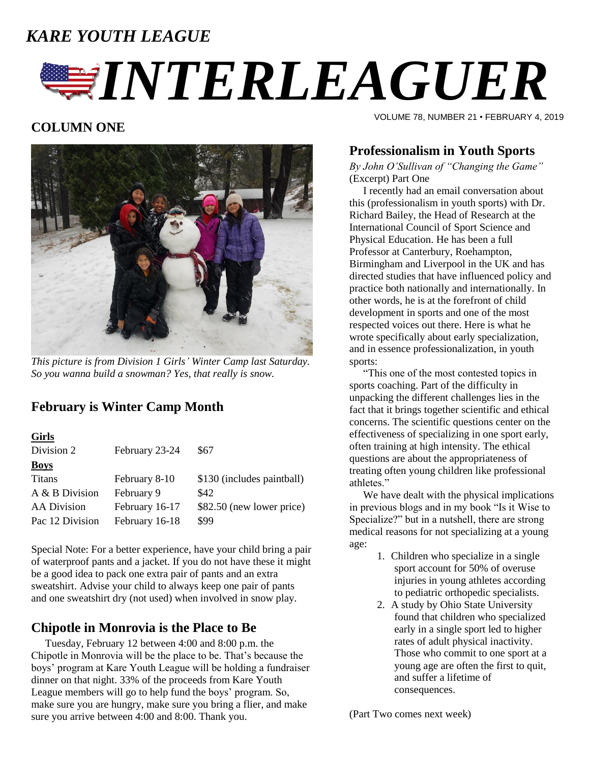*KARE YOUTH LEAGUE*

# *INTERLEAGUER*

VOLUME 78, NUMBER 21 • FEBRUARY 4, 2019

## COLUMN ONE

*This picture is from Division 1 Girls' Winter Camp last Saturday. So you wanna build a snowman? Yes, that really is snow.*

## February is Winter Camp Month

| | | |
|---|---|---|
| **Girls** | | |
| Division 2 | February 23-24 | $67 |
| **Boys** | | |
| Titans | February 8-10 | $130 (includes paintball) |
| A & B Division | February 9 | $42 |
| AA Division | February 16-17 | $82.50 (new lower price) |
| Pac 12 Division | February 16-18 | $99 |

Special Note: For a better experience, have your child bring a pair of waterproof pants and a jacket. If you do not have these it might be a good idea to pack one extra pair of pants and an extra sweatshirt. Advise your child to always keep one pair of pants and one sweatshirt dry (not used) when involved in snow play.

## Chipotle in Monrovia is the Place to Be

Tuesday, February 12 between 4:00 and 8:00 p.m. the Chipotle in Monrovia will be the place to be. That's because the boys' program at Kare Youth League will be holding a fundraiser dinner on that night. 33% of the proceeds from Kare Youth League members will go to help fund the boys' program. So, make sure you are hungry, make sure you bring a flier, and make sure you arrive between 4:00 and 8:00. Thank you.

## Professionalism in Youth Sports

*By John O'Sullivan of "Changing the Game"* (Excerpt) Part One

I recently had an email conversation about this (professionalism in youth sports) with Dr. Richard Bailey, the Head of Research at the International Council of Sport Science and Physical Education. He has been a full Professor at Canterbury, Roehampton, Birmingham and Liverpool in the UK and has directed studies that have influenced policy and practice both nationally and internationally. In other words, he is at the forefront of child development in sports and one of the most respected voices out there. Here is what he wrote specifically about early specialization, and in essence professionalization, in youth sports:

"This one of the most contested topics in sports coaching. Part of the difficulty in unpacking the different challenges lies in the fact that it brings together scientific and ethical concerns. The scientific questions center on the effectiveness of specializing in one sport early, often training at high intensity. The ethical questions are about the appropriateness of treating often young children like professional athletes."

We have dealt with the physical implications in previous blogs and in my book "Is it Wise to Specialize?" but in a nutshell, there are strong medical reasons for not specializing at a young age:

1. Children who specialize in a single sport account for 50% of overuse injuries in young athletes according to pediatric orthopedic specialists.
2. A study by Ohio State University found that children who specialized early in a single sport led to higher rates of adult physical inactivity. Those who commit to one sport at a young age are often the first to quit, and suffer a lifetime of consequences.

(Part Two comes next week)